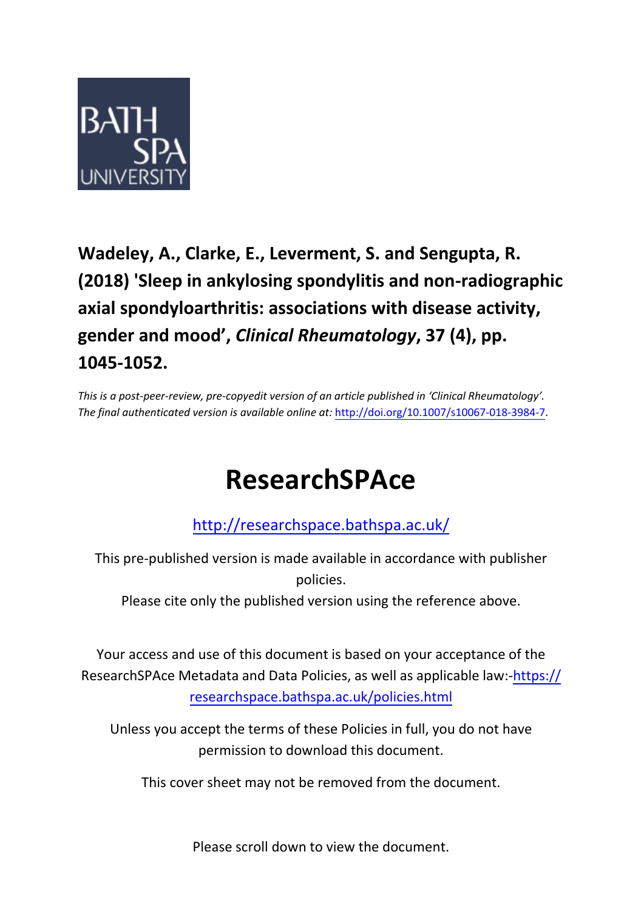**Wadeley, A., Clarke, E., Leverment, S. and Sengupta, R. (2018) 'Sleep in ankylosing spondylitis and non-radiographic axial spondyloarthritis: associations with disease activity, gender and mood', *Clinical Rheumatology*, 37 (4), pp. 1045-1052.**

*This is a post-peer-review, pre-copyedit version of an article published in 'Clinical Rheumatology'. The final authenticated version is available online at:* http://doi.org/10.1007/s10067-018-3984-7.

# ResearchSPAce

http://researchspace.bathspa.ac.uk/

This pre-published version is made available in accordance with publisher policies.

Please cite only the published version using the reference above.

Your access and use of this document is based on your acceptance of the ResearchSPAce Metadata and Data Policies, as well as applicable law:-https://researchspace.bathspa.ac.uk/policies.html

Unless you accept the terms of these Policies in full, you do not have permission to download this document.

This cover sheet may not be removed from the document.

Please scroll down to view the document.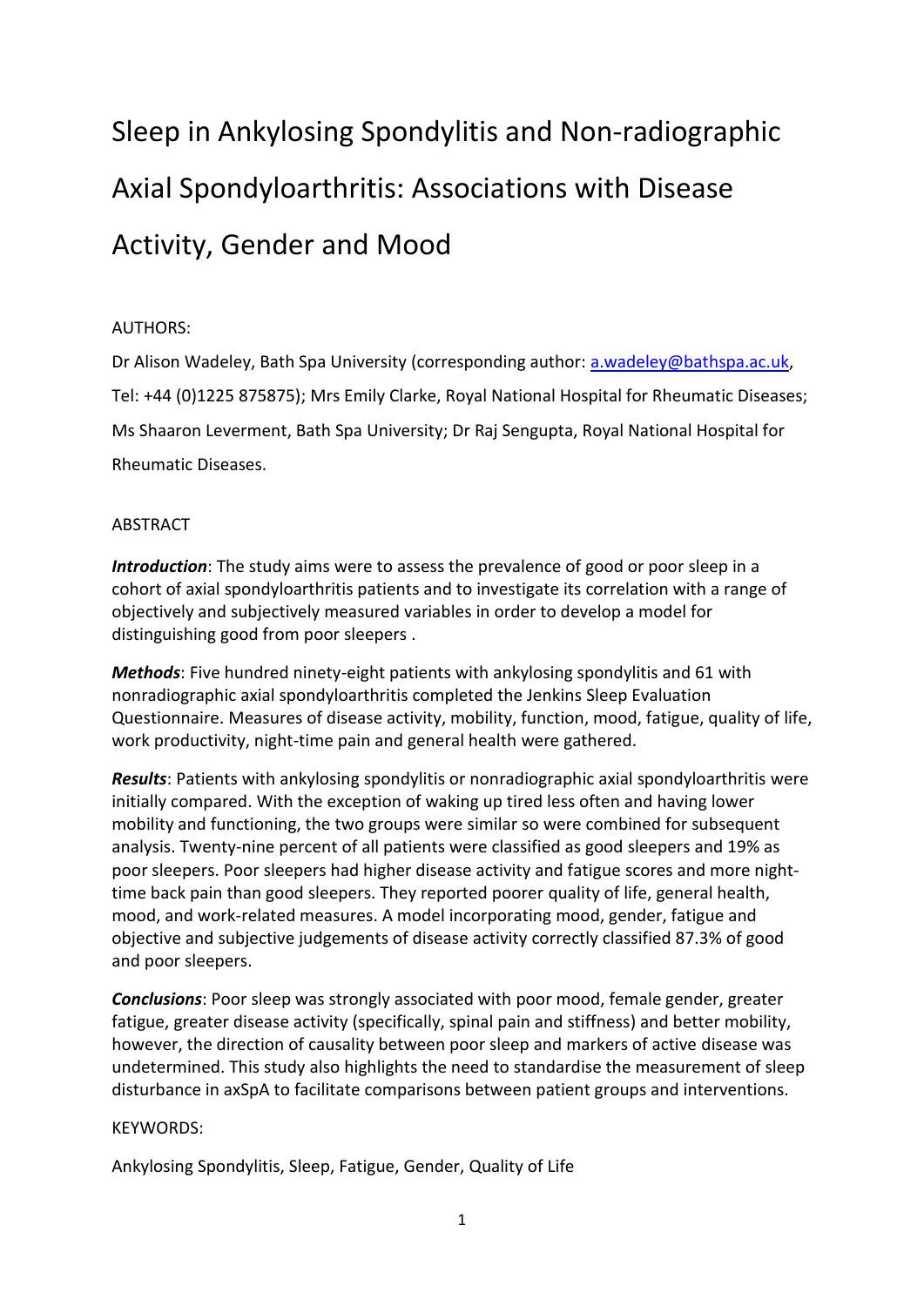# Sleep in Ankylosing Spondylitis and Non-radiographic Axial Spondyloarthritis: Associations with Disease Activity, Gender and Mood

AUTHORS:

Dr Alison Wadeley, Bath Spa University (corresponding author: a.wadeley@bathspa.ac.uk, Tel: +44 (0)1225 875875); Mrs Emily Clarke, Royal National Hospital for Rheumatic Diseases; Ms Shaaron Leverment, Bath Spa University; Dr Raj Sengupta, Royal National Hospital for Rheumatic Diseases.

ABSTRACT

***Introduction***: The study aims were to assess the prevalence of good or poor sleep in a cohort of axial spondyloarthritis patients and to investigate its correlation with a range of objectively and subjectively measured variables in order to develop a model for distinguishing good from poor sleepers .

***Methods***: Five hundred ninety-eight patients with ankylosing spondylitis and 61 with nonradiographic axial spondyloarthritis completed the Jenkins Sleep Evaluation Questionnaire. Measures of disease activity, mobility, function, mood, fatigue, quality of life, work productivity, night-time pain and general health were gathered.

***Results***: Patients with ankylosing spondylitis or nonradiographic axial spondyloarthritis were initially compared. With the exception of waking up tired less often and having lower mobility and functioning, the two groups were similar so were combined for subsequent analysis. Twenty-nine percent of all patients were classified as good sleepers and 19% as poor sleepers. Poor sleepers had higher disease activity and fatigue scores and more night-time back pain than good sleepers. They reported poorer quality of life, general health, mood, and work-related measures. A model incorporating mood, gender, fatigue and objective and subjective judgements of disease activity correctly classified 87.3% of good and poor sleepers.

***Conclusions***: Poor sleep was strongly associated with poor mood, female gender, greater fatigue, greater disease activity (specifically, spinal pain and stiffness) and better mobility, however, the direction of causality between poor sleep and markers of active disease was undetermined. This study also highlights the need to standardise the measurement of sleep disturbance in axSpA to facilitate comparisons between patient groups and interventions.

KEYWORDS:

Ankylosing Spondylitis, Sleep, Fatigue, Gender, Quality of Life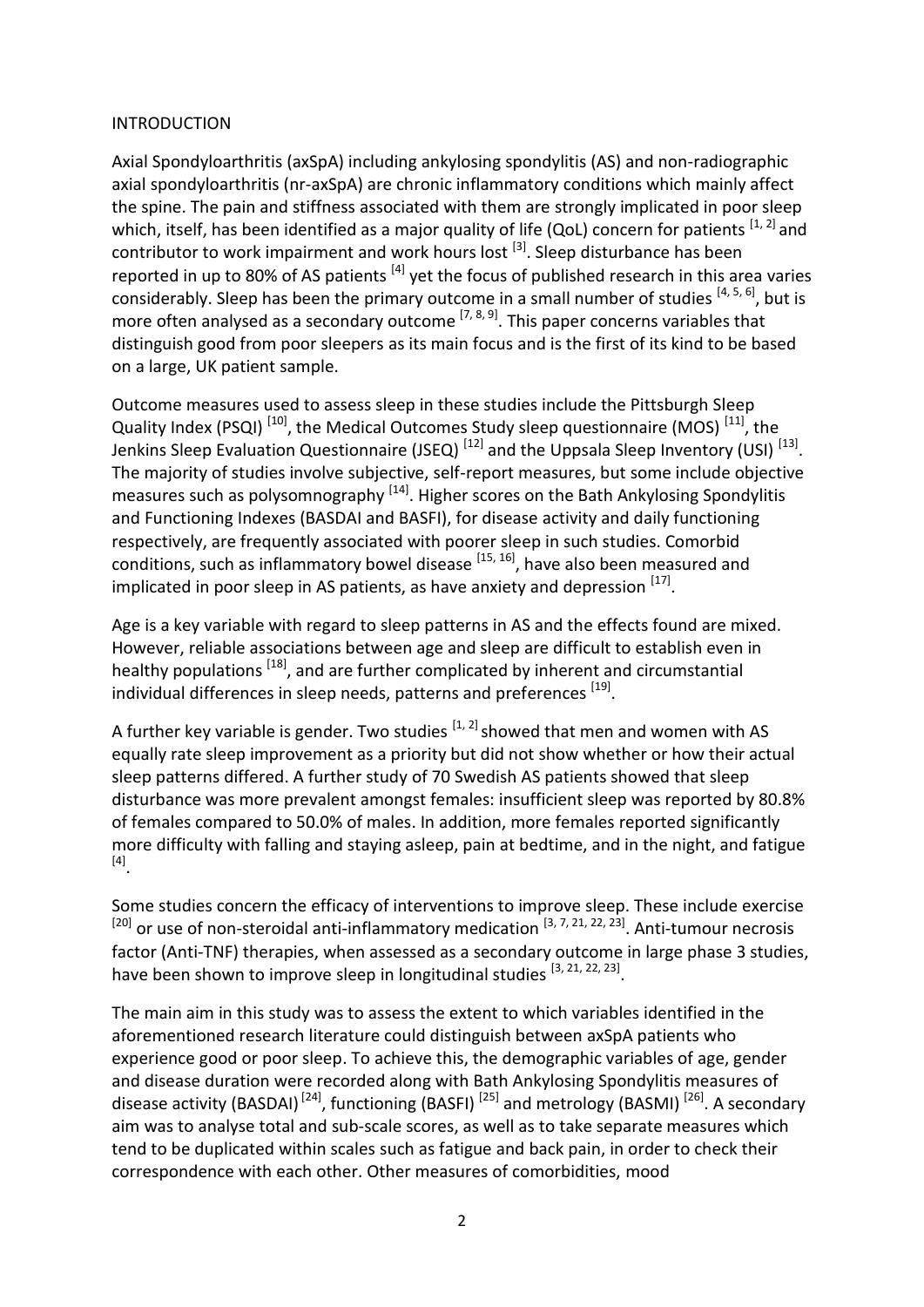## INTRODUCTION

Axial Spondyloarthritis (axSpA) including ankylosing spondylitis (AS) and non-radiographic axial spondyloarthritis (nr-axSpA) are chronic inflammatory conditions which mainly affect the spine. The pain and stiffness associated with them are strongly implicated in poor sleep which, itself, has been identified as a major quality of life (QoL) concern for patients [1, 2] and contributor to work impairment and work hours lost [3]. Sleep disturbance has been reported in up to 80% of AS patients [4] yet the focus of published research in this area varies considerably. Sleep has been the primary outcome in a small number of studies [4, 5, 6], but is more often analysed as a secondary outcome [7, 8, 9]. This paper concerns variables that distinguish good from poor sleepers as its main focus and is the first of its kind to be based on a large, UK patient sample.

Outcome measures used to assess sleep in these studies include the Pittsburgh Sleep Quality Index (PSQI) [10], the Medical Outcomes Study sleep questionnaire (MOS) [11], the Jenkins Sleep Evaluation Questionnaire (JSEQ) [12] and the Uppsala Sleep Inventory (USI) [13]. The majority of studies involve subjective, self-report measures, but some include objective measures such as polysomnography [14]. Higher scores on the Bath Ankylosing Spondylitis and Functioning Indexes (BASDAI and BASFI), for disease activity and daily functioning respectively, are frequently associated with poorer sleep in such studies. Comorbid conditions, such as inflammatory bowel disease [15, 16], have also been measured and implicated in poor sleep in AS patients, as have anxiety and depression [17].

Age is a key variable with regard to sleep patterns in AS and the effects found are mixed. However, reliable associations between age and sleep are difficult to establish even in healthy populations [18], and are further complicated by inherent and circumstantial individual differences in sleep needs, patterns and preferences [19].

A further key variable is gender. Two studies [1, 2] showed that men and women with AS equally rate sleep improvement as a priority but did not show whether or how their actual sleep patterns differed. A further study of 70 Swedish AS patients showed that sleep disturbance was more prevalent amongst females: insufficient sleep was reported by 80.8% of females compared to 50.0% of males. In addition, more females reported significantly more difficulty with falling and staying asleep, pain at bedtime, and in the night, and fatigue [4].

Some studies concern the efficacy of interventions to improve sleep. These include exercise [20] or use of non-steroidal anti-inflammatory medication [3, 7, 21, 22, 23]. Anti-tumour necrosis factor (Anti-TNF) therapies, when assessed as a secondary outcome in large phase 3 studies, have been shown to improve sleep in longitudinal studies [3, 21, 22, 23].

The main aim in this study was to assess the extent to which variables identified in the aforementioned research literature could distinguish between axSpA patients who experience good or poor sleep. To achieve this, the demographic variables of age, gender and disease duration were recorded along with Bath Ankylosing Spondylitis measures of disease activity (BASDAI) [24], functioning (BASFI) [25] and metrology (BASMI) [26]. A secondary aim was to analyse total and sub-scale scores, as well as to take separate measures which tend to be duplicated within scales such as fatigue and back pain, in order to check their correspondence with each other. Other measures of comorbidities, mood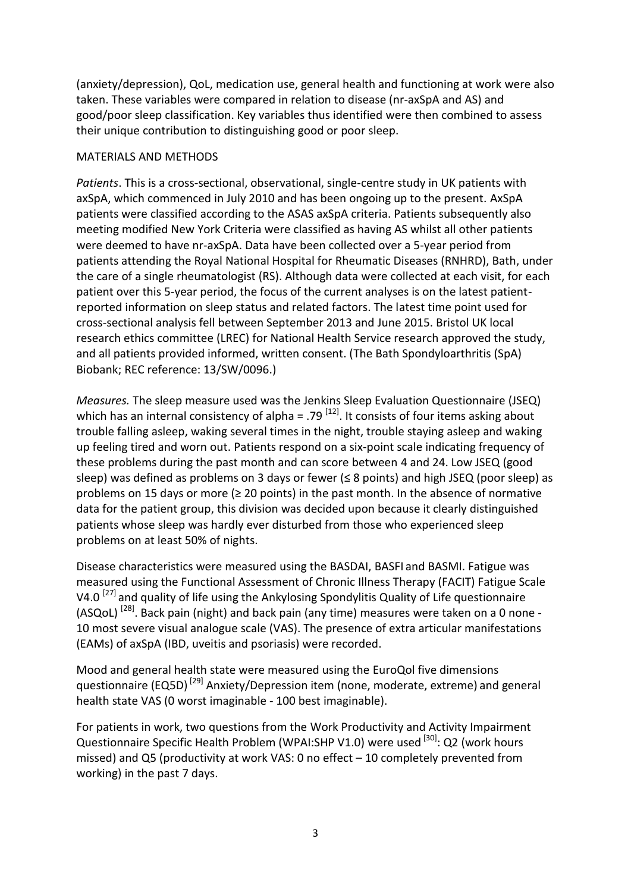(anxiety/depression), QoL, medication use, general health and functioning at work were also taken. These variables were compared in relation to disease (nr-axSpA and AS) and good/poor sleep classification. Key variables thus identified were then combined to assess their unique contribution to distinguishing good or poor sleep.

## MATERIALS AND METHODS

*Patients*. This is a cross-sectional, observational, single-centre study in UK patients with axSpA, which commenced in July 2010 and has been ongoing up to the present. AxSpA patients were classified according to the ASAS axSpA criteria. Patients subsequently also meeting modified New York Criteria were classified as having AS whilst all other patients were deemed to have nr-axSpA. Data have been collected over a 5-year period from patients attending the Royal National Hospital for Rheumatic Diseases (RNHRD), Bath, under the care of a single rheumatologist (RS). Although data were collected at each visit, for each patient over this 5-year period, the focus of the current analyses is on the latest patient-reported information on sleep status and related factors. The latest time point used for cross-sectional analysis fell between September 2013 and June 2015. Bristol UK local research ethics committee (LREC) for National Health Service research approved the study, and all patients provided informed, written consent. (The Bath Spondyloarthritis (SpA) Biobank; REC reference: 13/SW/0096.)

*Measures.* The sleep measure used was the Jenkins Sleep Evaluation Questionnaire (JSEQ) which has an internal consistency of alpha = .79 [12]. It consists of four items asking about trouble falling asleep, waking several times in the night, trouble staying asleep and waking up feeling tired and worn out. Patients respond on a six-point scale indicating frequency of these problems during the past month and can score between 4 and 24. Low JSEQ (good sleep) was defined as problems on 3 days or fewer (≤ 8 points) and high JSEQ (poor sleep) as problems on 15 days or more (≥ 20 points) in the past month. In the absence of normative data for the patient group, this division was decided upon because it clearly distinguished patients whose sleep was hardly ever disturbed from those who experienced sleep problems on at least 50% of nights.

Disease characteristics were measured using the BASDAI, BASFI and BASMI. Fatigue was measured using the Functional Assessment of Chronic Illness Therapy (FACIT) Fatigue Scale V4.0 [27] and quality of life using the Ankylosing Spondylitis Quality of Life questionnaire (ASQoL) [28]. Back pain (night) and back pain (any time) measures were taken on a 0 none - 10 most severe visual analogue scale (VAS). The presence of extra articular manifestations (EAMs) of axSpA (IBD, uveitis and psoriasis) were recorded.

Mood and general health state were measured using the EuroQol five dimensions questionnaire (EQ5D) [29] Anxiety/Depression item (none, moderate, extreme) and general health state VAS (0 worst imaginable - 100 best imaginable).

For patients in work, two questions from the Work Productivity and Activity Impairment Questionnaire Specific Health Problem (WPAI:SHP V1.0) were used [30]: Q2 (work hours missed) and Q5 (productivity at work VAS: 0 no effect – 10 completely prevented from working) in the past 7 days.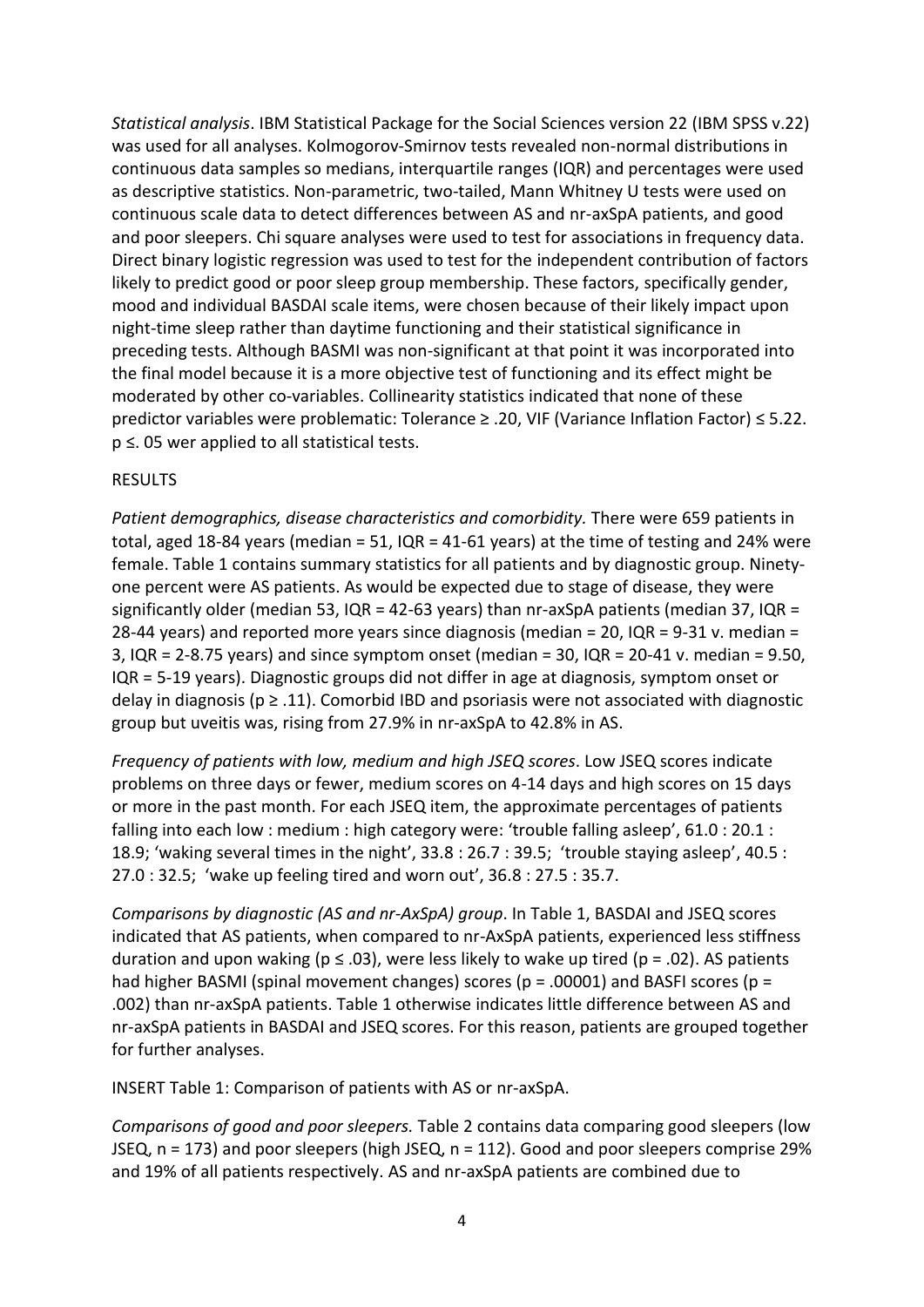*Statistical analysis*. IBM Statistical Package for the Social Sciences version 22 (IBM SPSS v.22) was used for all analyses. Kolmogorov-Smirnov tests revealed non-normal distributions in continuous data samples so medians, interquartile ranges (IQR) and percentages were used as descriptive statistics. Non-parametric, two-tailed, Mann Whitney U tests were used on continuous scale data to detect differences between AS and nr-axSpA patients, and good and poor sleepers. Chi square analyses were used to test for associations in frequency data. Direct binary logistic regression was used to test for the independent contribution of factors likely to predict good or poor sleep group membership. These factors, specifically gender, mood and individual BASDAI scale items, were chosen because of their likely impact upon night-time sleep rather than daytime functioning and their statistical significance in preceding tests. Although BASMI was non-significant at that point it was incorporated into the final model because it is a more objective test of functioning and its effect might be moderated by other co-variables. Collinearity statistics indicated that none of these predictor variables were problematic: Tolerance $\geq .20$, VIF (Variance Inflation Factor) $\leq 5.22$. $p \leq .05$ wer applied to all statistical tests.

RESULTS

*Patient demographics, disease characteristics and comorbidity.* There were 659 patients in total, aged 18-84 years (median = 51, IQR = 41-61 years) at the time of testing and 24% were female. Table 1 contains summary statistics for all patients and by diagnostic group. Ninety-one percent were AS patients. As would be expected due to stage of disease, they were significantly older (median 53, IQR = 42-63 years) than nr-axSpA patients (median 37, IQR = 28-44 years) and reported more years since diagnosis (median = 20, IQR = 9-31 v. median = 3, IQR = 2-8.75 years) and since symptom onset (median = 30, IQR = 20-41 v. median = 9.50, IQR = 5-19 years). Diagnostic groups did not differ in age at diagnosis, symptom onset or delay in diagnosis ($p \geq .11$). Comorbid IBD and psoriasis were not associated with diagnostic group but uveitis was, rising from 27.9% in nr-axSpA to 42.8% in AS.

*Frequency of patients with low, medium and high JSEQ scores*. Low JSEQ scores indicate problems on three days or fewer, medium scores on 4-14 days and high scores on 15 days or more in the past month. For each JSEQ item, the approximate percentages of patients falling into each low : medium : high category were: 'trouble falling asleep', 61.0 : 20.1 : 18.9; 'waking several times in the night', 33.8 : 26.7 : 39.5; 'trouble staying asleep', 40.5 : 27.0 : 32.5; 'wake up feeling tired and worn out', 36.8 : 27.5 : 35.7.

*Comparisons by diagnostic (AS and nr-AxSpA) group*. In Table 1, BASDAI and JSEQ scores indicated that AS patients, when compared to nr-AxSpA patients, experienced less stiffness duration and upon waking ($p \leq .03$), were less likely to wake up tired ($p = .02$). AS patients had higher BASMI (spinal movement changes) scores ($p = .00001$) and BASFI scores ($p = .002$) than nr-axSpA patients. Table 1 otherwise indicates little difference between AS and nr-axSpA patients in BASDAI and JSEQ scores. For this reason, patients are grouped together for further analyses.

INSERT Table 1: Comparison of patients with AS or nr-axSpA.

*Comparisons of good and poor sleepers.* Table 2 contains data comparing good sleepers (low JSEQ, n = 173) and poor sleepers (high JSEQ, n = 112). Good and poor sleepers comprise 29% and 19% of all patients respectively. AS and nr-axSpA patients are combined due to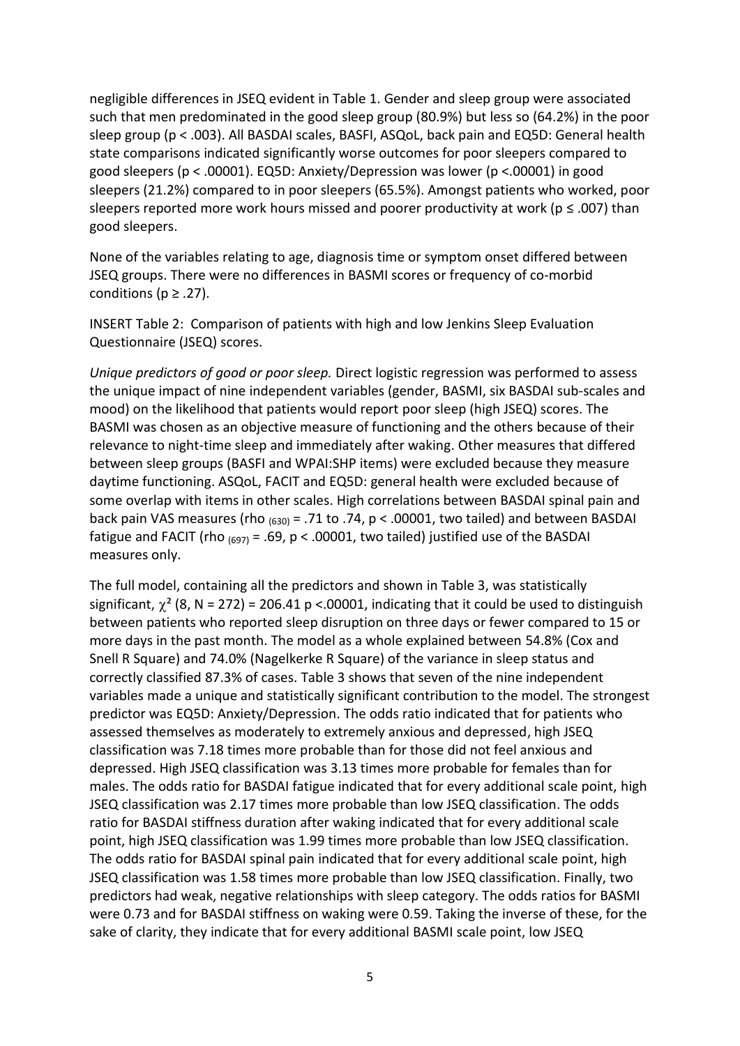negligible differences in JSEQ evident in Table 1. Gender and sleep group were associated such that men predominated in the good sleep group (80.9%) but less so (64.2%) in the poor sleep group ($p < .003$). All BASDAI scales, BASFI, ASQoL, back pain and EQ5D: General health state comparisons indicated significantly worse outcomes for poor sleepers compared to good sleepers ($p < .00001$). EQ5D: Anxiety/Depression was lower ($p < .00001$) in good sleepers (21.2%) compared to in poor sleepers (65.5%). Amongst patients who worked, poor sleepers reported more work hours missed and poorer productivity at work ($p \leq .007$) than good sleepers.

None of the variables relating to age, diagnosis time or symptom onset differed between JSEQ groups. There were no differences in BASMI scores or frequency of co-morbid conditions ($p \geq .27$).

INSERT Table 2: Comparison of patients with high and low Jenkins Sleep Evaluation Questionnaire (JSEQ) scores.

*Unique predictors of good or poor sleep.* Direct logistic regression was performed to assess the unique impact of nine independent variables (gender, BASMI, six BASDAI sub-scales and mood) on the likelihood that patients would report poor sleep (high JSEQ) scores. The BASMI was chosen as an objective measure of functioning and the others because of their relevance to night-time sleep and immediately after waking. Other measures that differed between sleep groups (BASFI and WPAI:SHP items) were excluded because they measure daytime functioning. ASQoL, FACIT and EQ5D: general health were excluded because of some overlap with items in other scales. High correlations between BASDAI spinal pain and back pain VAS measures ($rho_{(630)} = .71$ to $.74$, $p < .00001$, two tailed) and between BASDAI fatigue and FACIT ($rho_{(697)} = .69$, $p < .00001$, two tailed) justified use of the BASDAI measures only.

The full model, containing all the predictors and shown in Table 3, was statistically significant, $\chi^2$ (8, N = 272) = 206.41 $p < .00001$, indicating that it could be used to distinguish between patients who reported sleep disruption on three days or fewer compared to 15 or more days in the past month. The model as a whole explained between 54.8% (Cox and Snell R Square) and 74.0% (Nagelkerke R Square) of the variance in sleep status and correctly classified 87.3% of cases. Table 3 shows that seven of the nine independent variables made a unique and statistically significant contribution to the model. The strongest predictor was EQ5D: Anxiety/Depression. The odds ratio indicated that for patients who assessed themselves as moderately to extremely anxious and depressed, high JSEQ classification was 7.18 times more probable than for those did not feel anxious and depressed. High JSEQ classification was 3.13 times more probable for females than for males. The odds ratio for BASDAI fatigue indicated that for every additional scale point, high JSEQ classification was 2.17 times more probable than low JSEQ classification. The odds ratio for BASDAI stiffness duration after waking indicated that for every additional scale point, high JSEQ classification was 1.99 times more probable than low JSEQ classification. The odds ratio for BASDAI spinal pain indicated that for every additional scale point, high JSEQ classification was 1.58 times more probable than low JSEQ classification. Finally, two predictors had weak, negative relationships with sleep category. The odds ratios for BASMI were 0.73 and for BASDAI stiffness on waking were 0.59. Taking the inverse of these, for the sake of clarity, they indicate that for every additional BASMI scale point, low JSEQ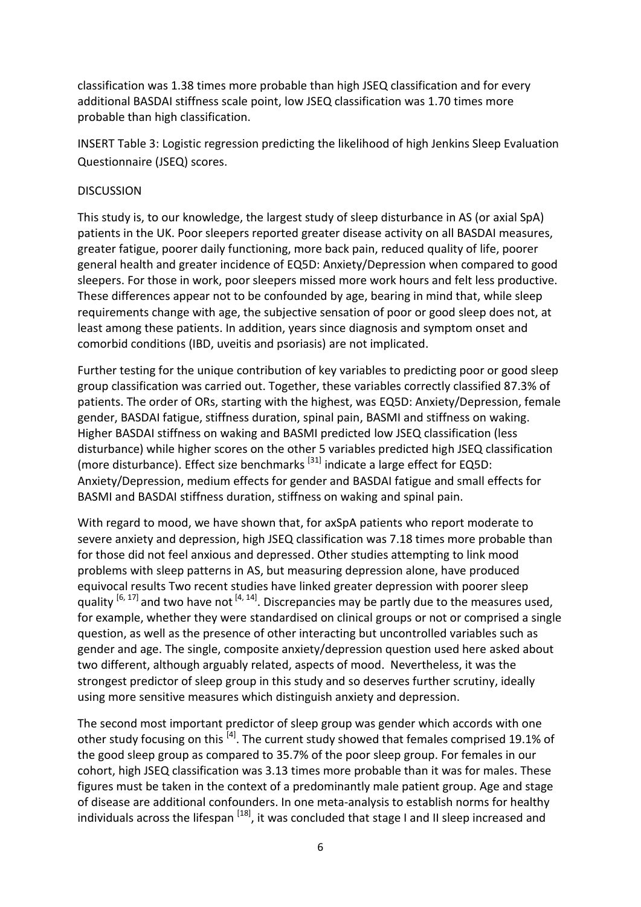classification was 1.38 times more probable than high JSEQ classification and for every additional BASDAI stiffness scale point, low JSEQ classification was 1.70 times more probable than high classification.

INSERT Table 3: Logistic regression predicting the likelihood of high Jenkins Sleep Evaluation Questionnaire (JSEQ) scores.

## DISCUSSION

This study is, to our knowledge, the largest study of sleep disturbance in AS (or axial SpA) patients in the UK. Poor sleepers reported greater disease activity on all BASDAI measures, greater fatigue, poorer daily functioning, more back pain, reduced quality of life, poorer general health and greater incidence of EQ5D: Anxiety/Depression when compared to good sleepers. For those in work, poor sleepers missed more work hours and felt less productive. These differences appear not to be confounded by age, bearing in mind that, while sleep requirements change with age, the subjective sensation of poor or good sleep does not, at least among these patients. In addition, years since diagnosis and symptom onset and comorbid conditions (IBD, uveitis and psoriasis) are not implicated.

Further testing for the unique contribution of key variables to predicting poor or good sleep group classification was carried out. Together, these variables correctly classified 87.3% of patients. The order of ORs, starting with the highest, was EQ5D: Anxiety/Depression, female gender, BASDAI fatigue, stiffness duration, spinal pain, BASMI and stiffness on waking. Higher BASDAI stiffness on waking and BASMI predicted low JSEQ classification (less disturbance) while higher scores on the other 5 variables predicted high JSEQ classification (more disturbance). Effect size benchmarks [31] indicate a large effect for EQ5D: Anxiety/Depression, medium effects for gender and BASDAI fatigue and small effects for BASMI and BASDAI stiffness duration, stiffness on waking and spinal pain.

With regard to mood, we have shown that, for axSpA patients who report moderate to severe anxiety and depression, high JSEQ classification was 7.18 times more probable than for those did not feel anxious and depressed. Other studies attempting to link mood problems with sleep patterns in AS, but measuring depression alone, have produced equivocal results Two recent studies have linked greater depression with poorer sleep quality [6, 17] and two have not [4, 14]. Discrepancies may be partly due to the measures used, for example, whether they were standardised on clinical groups or not or comprised a single question, as well as the presence of other interacting but uncontrolled variables such as gender and age. The single, composite anxiety/depression question used here asked about two different, although arguably related, aspects of mood. Nevertheless, it was the strongest predictor of sleep group in this study and so deserves further scrutiny, ideally using more sensitive measures which distinguish anxiety and depression.

The second most important predictor of sleep group was gender which accords with one other study focusing on this [4]. The current study showed that females comprised 19.1% of the good sleep group as compared to 35.7% of the poor sleep group. For females in our cohort, high JSEQ classification was 3.13 times more probable than it was for males. These figures must be taken in the context of a predominantly male patient group. Age and stage of disease are additional confounders. In one meta-analysis to establish norms for healthy individuals across the lifespan [18], it was concluded that stage I and II sleep increased and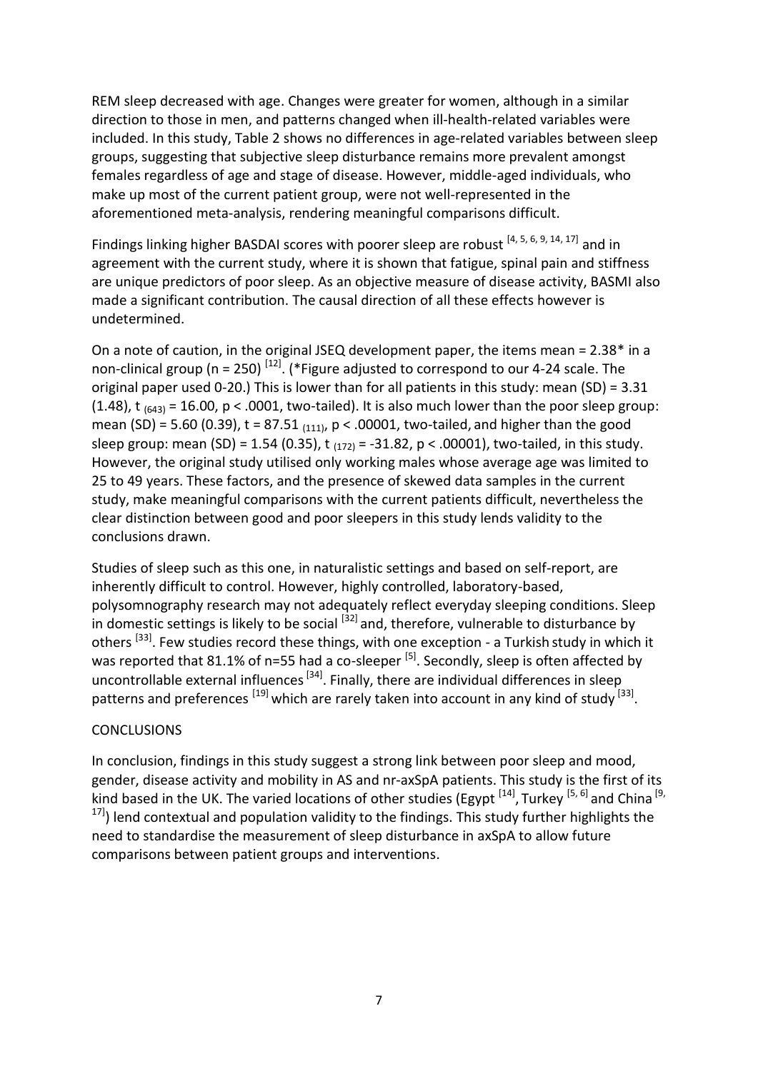REM sleep decreased with age. Changes were greater for women, although in a similar direction to those in men, and patterns changed when ill-health-related variables were included. In this study, Table 2 shows no differences in age-related variables between sleep groups, suggesting that subjective sleep disturbance remains more prevalent amongst females regardless of age and stage of disease. However, middle-aged individuals, who make up most of the current patient group, were not well-represented in the aforementioned meta-analysis, rendering meaningful comparisons difficult.

Findings linking higher BASDAI scores with poorer sleep are robust [4, 5, 6, 9, 14, 17] and in agreement with the current study, where it is shown that fatigue, spinal pain and stiffness are unique predictors of poor sleep. As an objective measure of disease activity, BASMI also made a significant contribution. The causal direction of all these effects however is undetermined.

On a note of caution, in the original JSEQ development paper, the items mean = 2.38* in a non-clinical group (n = 250) [12]. (*Figure adjusted to correspond to our 4-24 scale. The original paper used 0-20.) This is lower than for all patients in this study: mean (SD) = 3.31 (1.48), $t_{(643)} = 16.00$, $p < .0001$, two-tailed). It is also much lower than the poor sleep group: mean (SD) = 5.60 (0.39), $t = 87.51_{(111)}$, $p < .00001$, two-tailed, and higher than the good sleep group: mean (SD) = 1.54 (0.35), $t_{(172)} = -31.82$, $p < .00001$), two-tailed, in this study. However, the original study utilised only working males whose average age was limited to 25 to 49 years. These factors, and the presence of skewed data samples in the current study, make meaningful comparisons with the current patients difficult, nevertheless the clear distinction between good and poor sleepers in this study lends validity to the conclusions drawn.

Studies of sleep such as this one, in naturalistic settings and based on self-report, are inherently difficult to control. However, highly controlled, laboratory-based, polysomnography research may not adequately reflect everyday sleeping conditions. Sleep in domestic settings is likely to be social [32] and, therefore, vulnerable to disturbance by others [33]. Few studies record these things, with one exception - a Turkish study in which it was reported that 81.1% of n=55 had a co-sleeper [5]. Secondly, sleep is often affected by uncontrollable external influences [34]. Finally, there are individual differences in sleep patterns and preferences [19] which are rarely taken into account in any kind of study [33].

## CONCLUSIONS

In conclusion, findings in this study suggest a strong link between poor sleep and mood, gender, disease activity and mobility in AS and nr-axSpA patients. This study is the first of its kind based in the UK. The varied locations of other studies (Egypt [14], Turkey [5, 6] and China [9, 17]) lend contextual and population validity to the findings. This study further highlights the need to standardise the measurement of sleep disturbance in axSpA to allow future comparisons between patient groups and interventions.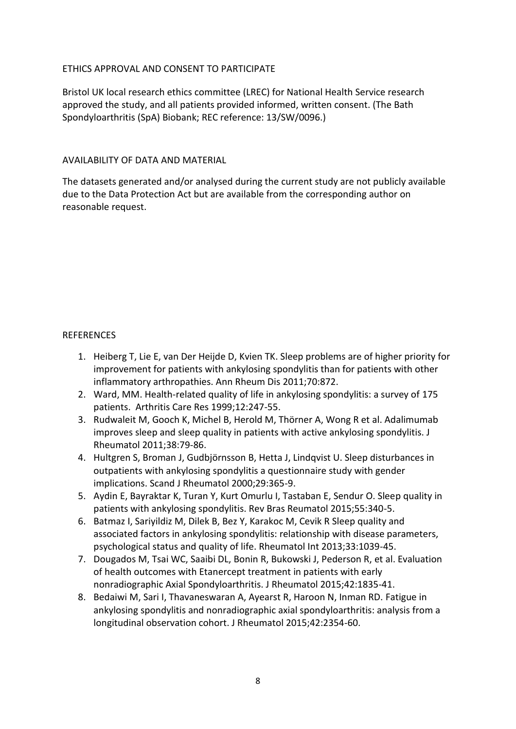## ETHICS APPROVAL AND CONSENT TO PARTICIPATE

Bristol UK local research ethics committee (LREC) for National Health Service research approved the study, and all patients provided informed, written consent. (The Bath Spondyloarthritis (SpA) Biobank; REC reference: 13/SW/0096.)

## AVAILABILITY OF DATA AND MATERIAL

The datasets generated and/or analysed during the current study are not publicly available due to the Data Protection Act but are available from the corresponding author on reasonable request.

## REFERENCES

1. Heiberg T, Lie E, van Der Heijde D, Kvien TK. Sleep problems are of higher priority for improvement for patients with ankylosing spondylitis than for patients with other inflammatory arthropathies. Ann Rheum Dis 2011;70:872.
2. Ward, MM. Health-related quality of life in ankylosing spondylitis: a survey of 175 patients. Arthritis Care Res 1999;12:247-55.
3. Rudwaleit M, Gooch K, Michel B, Herold M, Thörner A, Wong R et al. Adalimumab improves sleep and sleep quality in patients with active ankylosing spondylitis. J Rheumatol 2011;38:79-86.
4. Hultgren S, Broman J, Gudbjörnsson B, Hetta J, Lindqvist U. Sleep disturbances in outpatients with ankylosing spondylitis a questionnaire study with gender implications. Scand J Rheumatol 2000;29:365-9.
5. Aydin E, Bayraktar K, Turan Y, Kurt Omurlu I, Tastaban E, Sendur O. Sleep quality in patients with ankylosing spondylitis. Rev Bras Reumatol 2015;55:340-5.
6. Batmaz I, Sariyildiz M, Dilek B, Bez Y, Karakoc M, Cevik R Sleep quality and associated factors in ankylosing spondylitis: relationship with disease parameters, psychological status and quality of life. Rheumatol Int 2013;33:1039-45.
7. Dougados M, Tsai WC, Saaibi DL, Bonin R, Bukowski J, Pederson R, et al. Evaluation of health outcomes with Etanercept treatment in patients with early nonradiographic Axial Spondyloarthritis. J Rheumatol 2015;42:1835-41.
8. Bedaiwi M, Sari I, Thavaneswaran A, Ayearst R, Haroon N, Inman RD. Fatigue in ankylosing spondylitis and nonradiographic axial spondyloarthritis: analysis from a longitudinal observation cohort. J Rheumatol 2015;42:2354-60.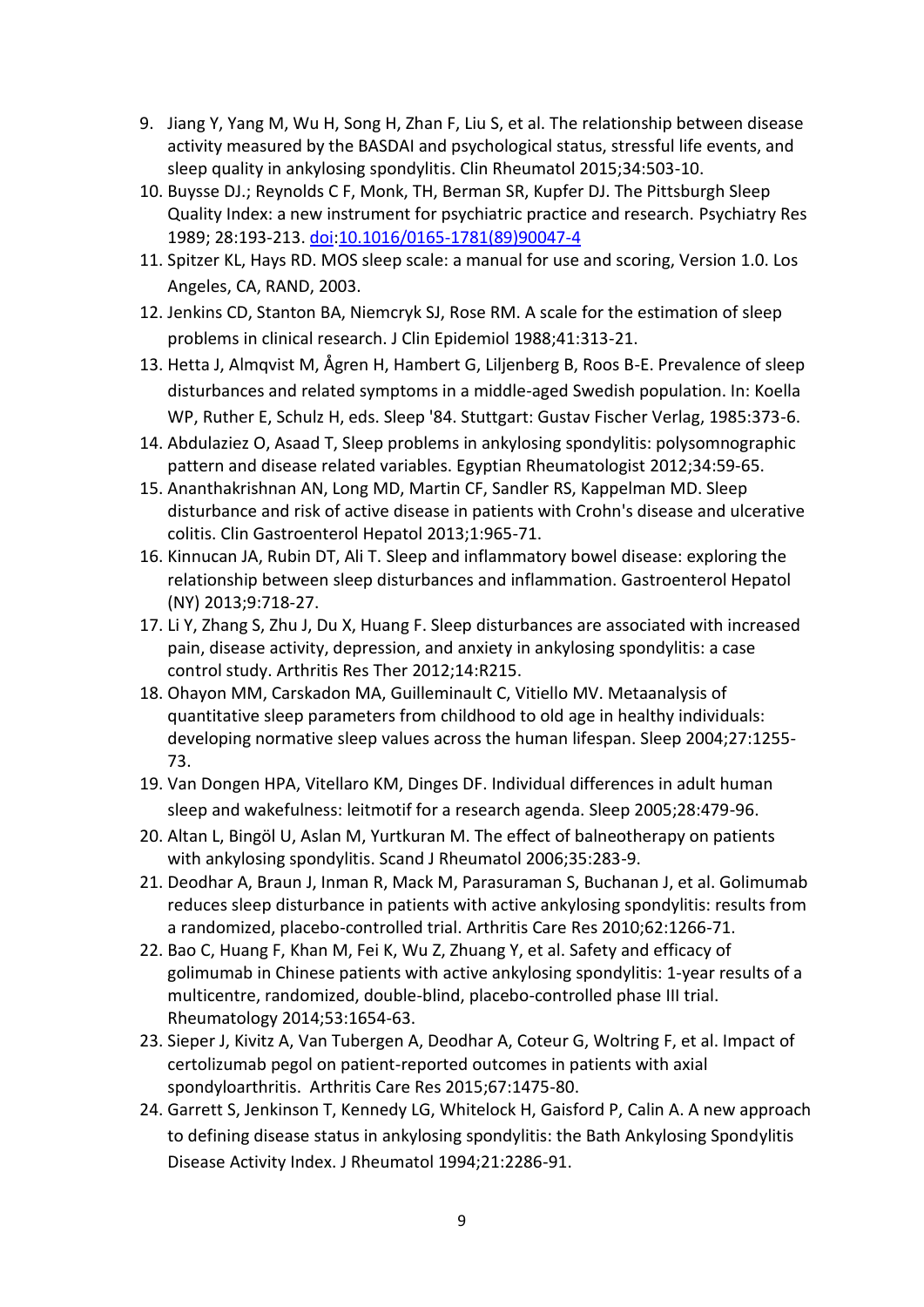9. Jiang Y, Yang M, Wu H, Song H, Zhan F, Liu S, et al. The relationship between disease activity measured by the BASDAI and psychological status, stressful life events, and sleep quality in ankylosing spondylitis. Clin Rheumatol 2015;34:503-10.
10. Buysse DJ.; Reynolds C F, Monk, TH, Berman SR, Kupfer DJ. The Pittsburgh Sleep Quality Index: a new instrument for psychiatric practice and research. Psychiatry Res 1989; 28:193-213. [doi](https://doi.org/10.1016/0165-1781(89)90047-4):[10.1016/0165-1781(89)90047-4](https://doi.org/10.1016/0165-1781(89)90047-4)
11. Spitzer KL, Hays RD. MOS sleep scale: a manual for use and scoring, Version 1.0. Los Angeles, CA, RAND, 2003.
12. Jenkins CD, Stanton BA, Niemcryk SJ, Rose RM. A scale for the estimation of sleep problems in clinical research. J Clin Epidemiol 1988;41:313-21.
13. Hetta J, Almqvist M, Ågren H, Hambert G, Liljenberg B, Roos B-E. Prevalence of sleep disturbances and related symptoms in a middle-aged Swedish population. In: Koella WP, Ruther E, Schulz H, eds. Sleep '84. Stuttgart: Gustav Fischer Verlag, 1985:373-6.
14. Abdulaziez O, Asaad T, Sleep problems in ankylosing spondylitis: polysomnographic pattern and disease related variables. Egyptian Rheumatologist 2012;34:59-65.
15. Ananthakrishnan AN, Long MD, Martin CF, Sandler RS, Kappelman MD. Sleep disturbance and risk of active disease in patients with Crohn's disease and ulcerative colitis. Clin Gastroenterol Hepatol 2013;1:965-71.
16. Kinnucan JA, Rubin DT, Ali T. Sleep and inflammatory bowel disease: exploring the relationship between sleep disturbances and inflammation. Gastroenterol Hepatol (NY) 2013;9:718-27.
17. Li Y, Zhang S, Zhu J, Du X, Huang F. Sleep disturbances are associated with increased pain, disease activity, depression, and anxiety in ankylosing spondylitis: a case control study. Arthritis Res Ther 2012;14:R215.
18. Ohayon MM, Carskadon MA, Guilleminault C, Vitiello MV. Metaanalysis of quantitative sleep parameters from childhood to old age in healthy individuals: developing normative sleep values across the human lifespan. Sleep 2004;27:1255-73.
19. Van Dongen HPA, Vitellaro KM, Dinges DF. Individual differences in adult human sleep and wakefulness: leitmotif for a research agenda. Sleep 2005;28:479-96.
20. Altan L, Bingöl U, Aslan M, Yurtkuran M. The effect of balneotherapy on patients with ankylosing spondylitis. Scand J Rheumatol 2006;35:283-9.
21. Deodhar A, Braun J, Inman R, Mack M, Parasuraman S, Buchanan J, et al. Golimumab reduces sleep disturbance in patients with active ankylosing spondylitis: results from a randomized, placebo-controlled trial. Arthritis Care Res 2010;62:1266-71.
22. Bao C, Huang F, Khan M, Fei K, Wu Z, Zhuang Y, et al. Safety and efficacy of golimumab in Chinese patients with active ankylosing spondylitis: 1-year results of a multicentre, randomized, double-blind, placebo-controlled phase III trial. Rheumatology 2014;53:1654-63.
23. Sieper J, Kivitz A, Van Tubergen A, Deodhar A, Coteur G, Woltring F, et al. Impact of certolizumab pegol on patient-reported outcomes in patients with axial spondyloarthritis. Arthritis Care Res 2015;67:1475-80.
24. Garrett S, Jenkinson T, Kennedy LG, Whitelock H, Gaisford P, Calin A. A new approach to defining disease status in ankylosing spondylitis: the Bath Ankylosing Spondylitis Disease Activity Index. J Rheumatol 1994;21:2286-91.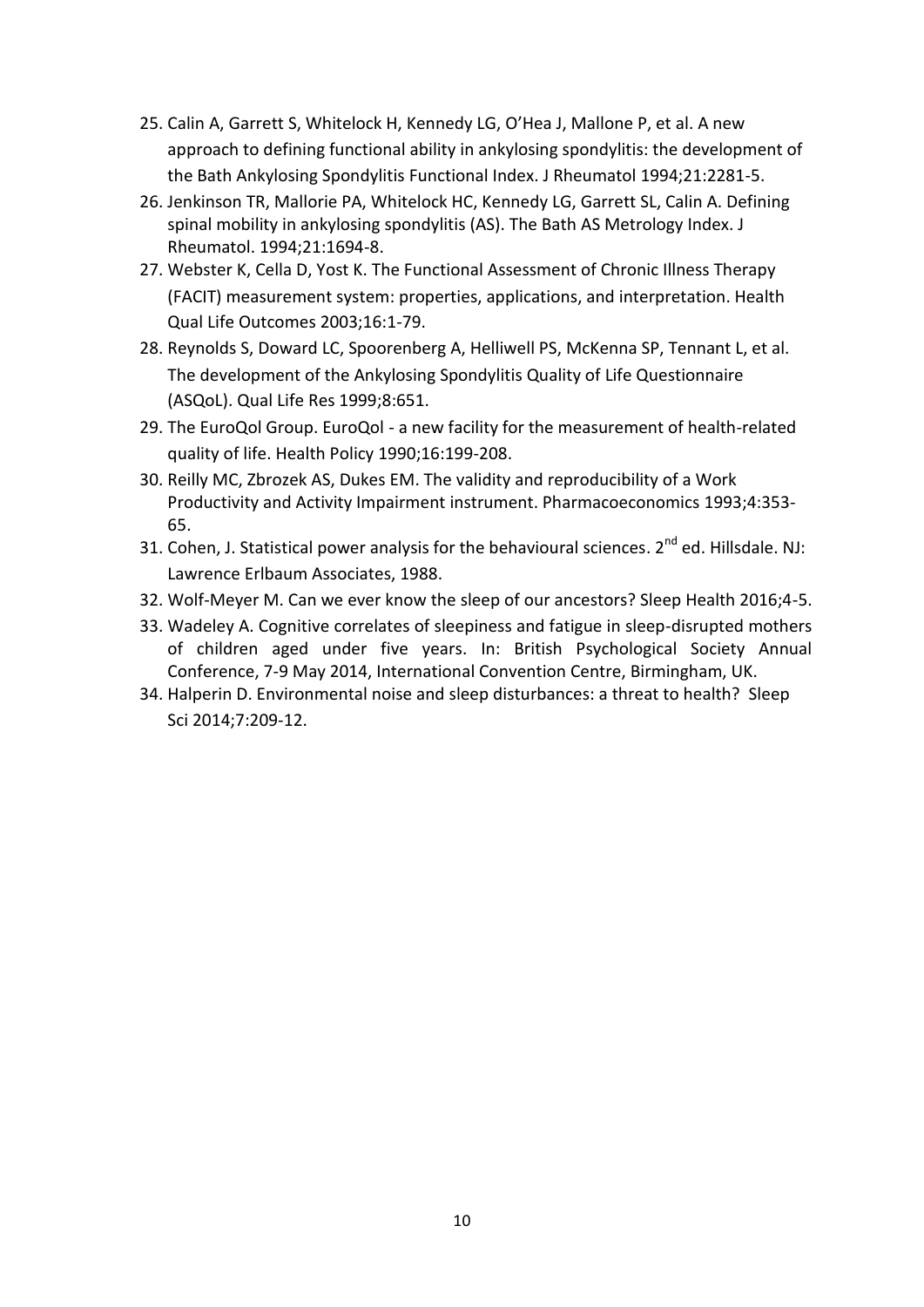25. Calin A, Garrett S, Whitelock H, Kennedy LG, O'Hea J, Mallone P, et al. A new approach to defining functional ability in ankylosing spondylitis: the development of the Bath Ankylosing Spondylitis Functional Index. J Rheumatol 1994;21:2281-5.
26. Jenkinson TR, Mallorie PA, Whitelock HC, Kennedy LG, Garrett SL, Calin A. Defining spinal mobility in ankylosing spondylitis (AS). The Bath AS Metrology Index. J Rheumatol. 1994;21:1694-8.
27. Webster K, Cella D, Yost K. The Functional Assessment of Chronic Illness Therapy (FACIT) measurement system: properties, applications, and interpretation. Health Qual Life Outcomes 2003;16:1-79.
28. Reynolds S, Doward LC, Spoorenberg A, Helliwell PS, McKenna SP, Tennant L, et al. The development of the Ankylosing Spondylitis Quality of Life Questionnaire (ASQoL). Qual Life Res 1999;8:651.
29. The EuroQol Group. EuroQol - a new facility for the measurement of health-related quality of life. Health Policy 1990;16:199-208.
30. Reilly MC, Zbrozek AS, Dukes EM. The validity and reproducibility of a Work Productivity and Activity Impairment instrument. Pharmacoeconomics 1993;4:353-65.
31. Cohen, J. Statistical power analysis for the behavioural sciences. 2nd ed. Hillsdale. NJ: Lawrence Erlbaum Associates, 1988.
32. Wolf-Meyer M. Can we ever know the sleep of our ancestors? Sleep Health 2016;4-5.
33. Wadeley A. Cognitive correlates of sleepiness and fatigue in sleep-disrupted mothers of children aged under five years. In: British Psychological Society Annual Conference, 7-9 May 2014, International Convention Centre, Birmingham, UK.
34. Halperin D. Environmental noise and sleep disturbances: a threat to health? Sleep Sci 2014;7:209-12.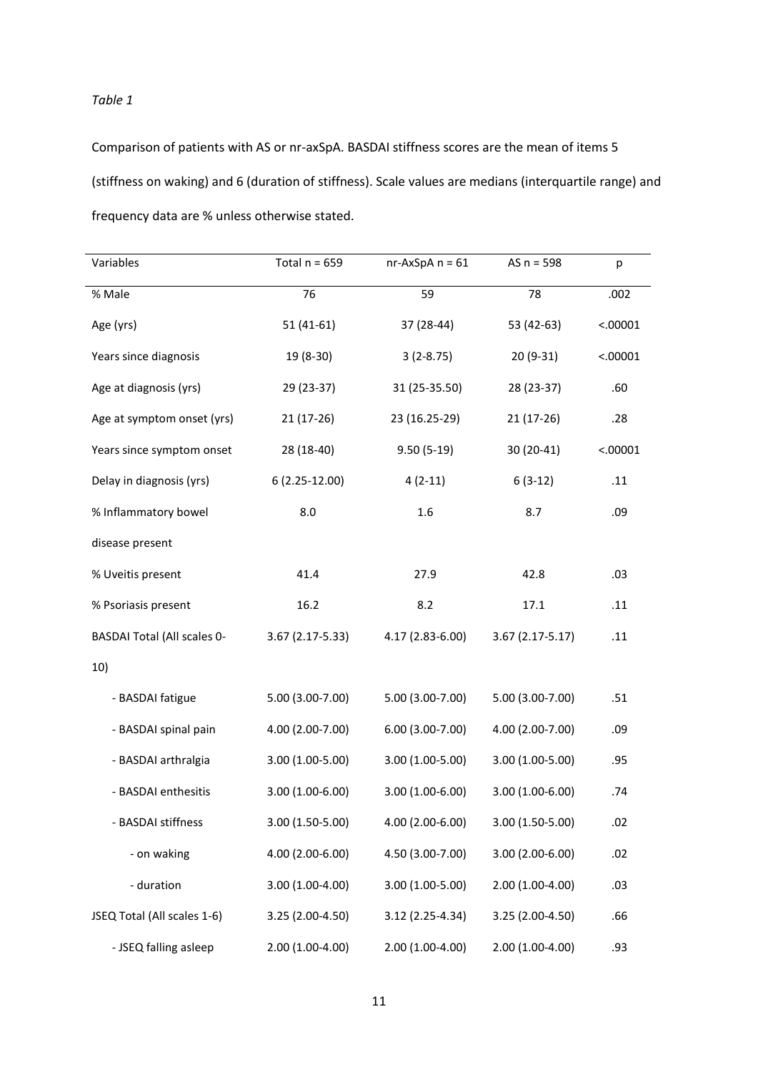*Table 1*

Comparison of patients with AS or nr-axSpA. BASDAI stiffness scores are the mean of items 5 (stiffness on waking) and 6 (duration of stiffness). Scale values are medians (interquartile range) and frequency data are % unless otherwise stated.

| Variables | Total n = 659 | nr-AxSpA n = 61 | AS n = 598 | p |
|---|---|---|---|---|
| % Male | 76 | 59 | 78 | .002 |
| Age (yrs) | 51 (41-61) | 37 (28-44) | 53 (42-63) | <.00001 |
| Years since diagnosis | 19 (8-30) | 3 (2-8.75) | 20 (9-31) | <.00001 |
| Age at diagnosis (yrs) | 29 (23-37) | 31 (25-35.50) | 28 (23-37) | .60 |
| Age at symptom onset (yrs) | 21 (17-26) | 23 (16.25-29) | 21 (17-26) | .28 |
| Years since symptom onset | 28 (18-40) | 9.50 (5-19) | 30 (20-41) | <.00001 |
| Delay in diagnosis (yrs) | 6 (2.25-12.00) | 4 (2-11) | 6 (3-12) | .11 |
| % Inflammatory bowel disease present | 8.0 | 1.6 | 8.7 | .09 |
| % Uveitis present | 41.4 | 27.9 | 42.8 | .03 |
| % Psoriasis present | 16.2 | 8.2 | 17.1 | .11 |
| BASDAI Total (All scales 0-10) | 3.67 (2.17-5.33) | 4.17 (2.83-6.00) | 3.67 (2.17-5.17) | .11 |
| - BASDAI fatigue | 5.00 (3.00-7.00) | 5.00 (3.00-7.00) | 5.00 (3.00-7.00) | .51 |
| - BASDAI spinal pain | 4.00 (2.00-7.00) | 6.00 (3.00-7.00) | 4.00 (2.00-7.00) | .09 |
| - BASDAI arthralgia | 3.00 (1.00-5.00) | 3.00 (1.00-5.00) | 3.00 (1.00-5.00) | .95 |
| - BASDAI enthesitis | 3.00 (1.00-6.00) | 3.00 (1.00-6.00) | 3.00 (1.00-6.00) | .74 |
| - BASDAI stiffness | 3.00 (1.50-5.00) | 4.00 (2.00-6.00) | 3.00 (1.50-5.00) | .02 |
| - on waking | 4.00 (2.00-6.00) | 4.50 (3.00-7.00) | 3.00 (2.00-6.00) | .02 |
| - duration | 3.00 (1.00-4.00) | 3.00 (1.00-5.00) | 2.00 (1.00-4.00) | .03 |
| JSEQ Total (All scales 1-6) | 3.25 (2.00-4.50) | 3.12 (2.25-4.34) | 3.25 (2.00-4.50) | .66 |
| - JSEQ falling asleep | 2.00 (1.00-4.00) | 2.00 (1.00-4.00) | 2.00 (1.00-4.00) | .93 |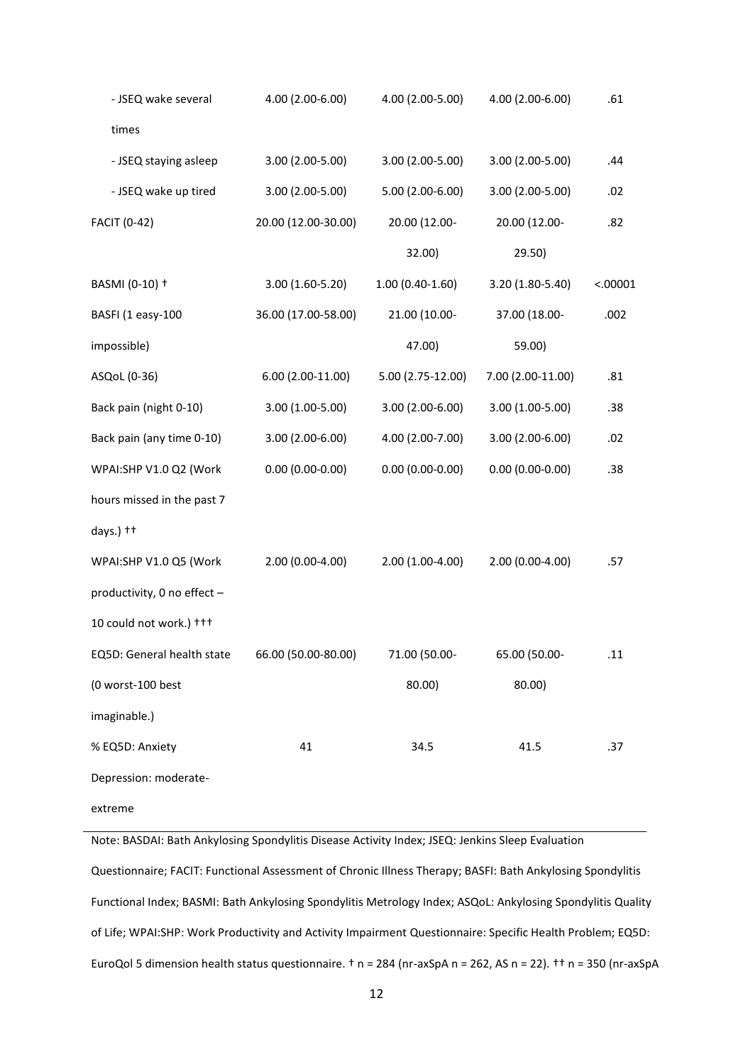| | | | | |
|---|---|---|---|---|
| - JSEQ wake several times | 4.00 (2.00-6.00) | 4.00 (2.00-5.00) | 4.00 (2.00-6.00) | .61 |
| - JSEQ staying asleep | 3.00 (2.00-5.00) | 3.00 (2.00-5.00) | 3.00 (2.00-5.00) | .44 |
| - JSEQ wake up tired | 3.00 (2.00-5.00) | 5.00 (2.00-6.00) | 3.00 (2.00-5.00) | .02 |
| FACIT (0-42) | 20.00 (12.00-30.00) | 20.00 (12.00-32.00) | 20.00 (12.00-29.50) | .82 |
| BASMI (0-10) † | 3.00 (1.60-5.20) | 1.00 (0.40-1.60) | 3.20 (1.80-5.40) | <.00001 |
| BASFI (1 easy-100 impossible) | 36.00 (17.00-58.00) | 21.00 (10.00-47.00) | 37.00 (18.00-59.00) | .002 |
| ASQoL (0-36) | 6.00 (2.00-11.00) | 5.00 (2.75-12.00) | 7.00 (2.00-11.00) | .81 |
| Back pain (night 0-10) | 3.00 (1.00-5.00) | 3.00 (2.00-6.00) | 3.00 (1.00-5.00) | .38 |
| Back pain (any time 0-10) | 3.00 (2.00-6.00) | 4.00 (2.00-7.00) | 3.00 (2.00-6.00) | .02 |
| WPAI:SHP V1.0 Q2 (Work hours missed in the past 7 days.) †† | 0.00 (0.00-0.00) | 0.00 (0.00-0.00) | 0.00 (0.00-0.00) | .38 |
| WPAI:SHP V1.0 Q5 (Work productivity, 0 no effect – 10 could not work.) ††† | 2.00 (0.00-4.00) | 2.00 (1.00-4.00) | 2.00 (0.00-4.00) | .57 |
| EQ5D: General health state (0 worst-100 best imaginable.) | 66.00 (50.00-80.00) | 71.00 (50.00-80.00) | 65.00 (50.00-80.00) | .11 |
| % EQ5D: Anxiety Depression: moderate-extreme | 41 | 34.5 | 41.5 | .37 |

Note: BASDAI: Bath Ankylosing Spondylitis Disease Activity Index; JSEQ: Jenkins Sleep Evaluation Questionnaire; FACIT: Functional Assessment of Chronic Illness Therapy; BASFI: Bath Ankylosing Spondylitis Functional Index; BASMI: Bath Ankylosing Spondylitis Metrology Index; ASQoL: Ankylosing Spondylitis Quality of Life; WPAI:SHP: Work Productivity and Activity Impairment Questionnaire: Specific Health Problem; EQ5D: EuroQol 5 dimension health status questionnaire. † n = 284 (nr-axSpA n = 262, AS n = 22). †† n = 350 (nr-axSpA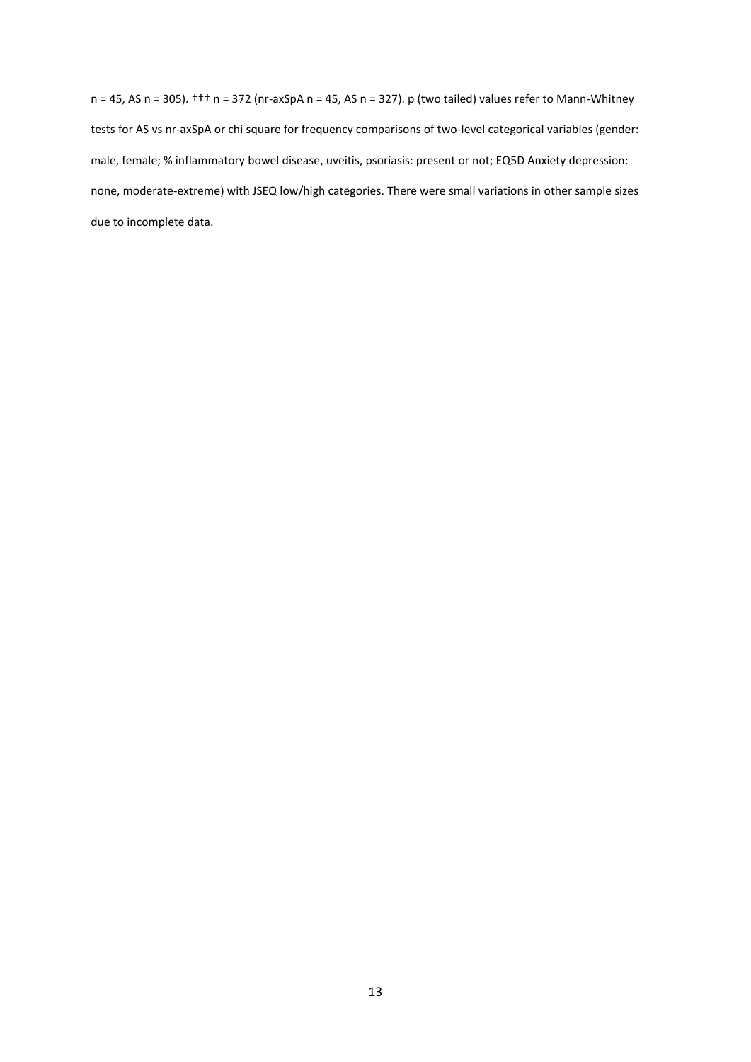n = 45, AS n = 305). ††† n = 372 (nr-axSpA n = 45, AS n = 327). p (two tailed) values refer to Mann-Whitney tests for AS vs nr-axSpA or chi square for frequency comparisons of two-level categorical variables (gender: male, female; % inflammatory bowel disease, uveitis, psoriasis: present or not; EQ5D Anxiety depression: none, moderate-extreme) with JSEQ low/high categories. There were small variations in other sample sizes due to incomplete data.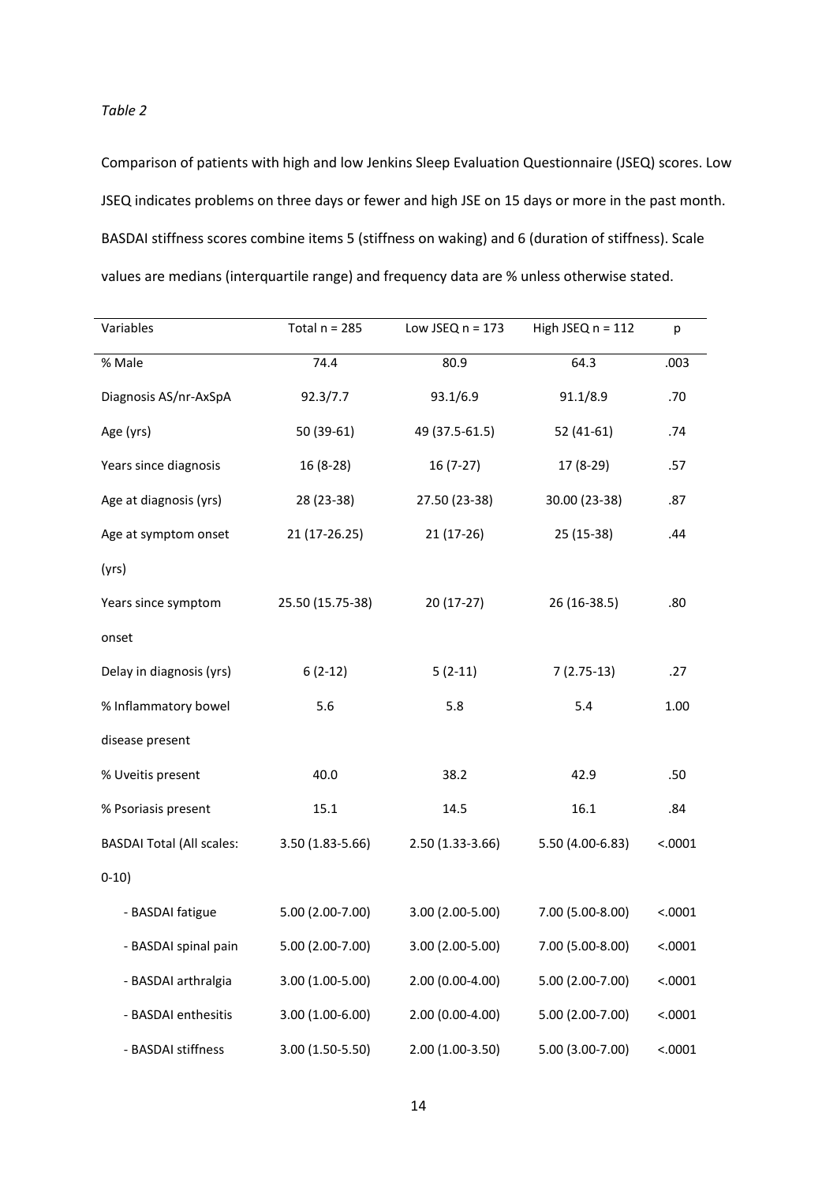*Table 2*

Comparison of patients with high and low Jenkins Sleep Evaluation Questionnaire (JSEQ) scores. Low JSEQ indicates problems on three days or fewer and high JSE on 15 days or more in the past month. BASDAI stiffness scores combine items 5 (stiffness on waking) and 6 (duration of stiffness). Scale values are medians (interquartile range) and frequency data are % unless otherwise stated.

| Variables | Total n = 285 | Low JSEQ n = 173 | High JSEQ n = 112 | p |
|---|---|---|---|---|
| % Male | 74.4 | 80.9 | 64.3 | .003 |
| Diagnosis AS/nr-AxSpA | 92.3/7.7 | 93.1/6.9 | 91.1/8.9 | .70 |
| Age (yrs) | 50 (39-61) | 49 (37.5-61.5) | 52 (41-61) | .74 |
| Years since diagnosis | 16 (8-28) | 16 (7-27) | 17 (8-29) | .57 |
| Age at diagnosis (yrs) | 28 (23-38) | 27.50 (23-38) | 30.00 (23-38) | .87 |
| Age at symptom onset (yrs) | 21 (17-26.25) | 21 (17-26) | 25 (15-38) | .44 |
| Years since symptom onset | 25.50 (15.75-38) | 20 (17-27) | 26 (16-38.5) | .80 |
| Delay in diagnosis (yrs) | 6 (2-12) | 5 (2-11) | 7 (2.75-13) | .27 |
| % Inflammatory bowel disease present | 5.6 | 5.8 | 5.4 | 1.00 |
| % Uveitis present | 40.0 | 38.2 | 42.9 | .50 |
| % Psoriasis present | 15.1 | 14.5 | 16.1 | .84 |
| BASDAI Total (All scales: 0-10) | 3.50 (1.83-5.66) | 2.50 (1.33-3.66) | 5.50 (4.00-6.83) | <.0001 |
| - BASDAI fatigue | 5.00 (2.00-7.00) | 3.00 (2.00-5.00) | 7.00 (5.00-8.00) | <.0001 |
| - BASDAI spinal pain | 5.00 (2.00-7.00) | 3.00 (2.00-5.00) | 7.00 (5.00-8.00) | <.0001 |
| - BASDAI arthralgia | 3.00 (1.00-5.00) | 2.00 (0.00-4.00) | 5.00 (2.00-7.00) | <.0001 |
| - BASDAI enthesitis | 3.00 (1.00-6.00) | 2.00 (0.00-4.00) | 5.00 (2.00-7.00) | <.0001 |
| - BASDAI stiffness | 3.00 (1.50-5.50) | 2.00 (1.00-3.50) | 5.00 (3.00-7.00) | <.0001 |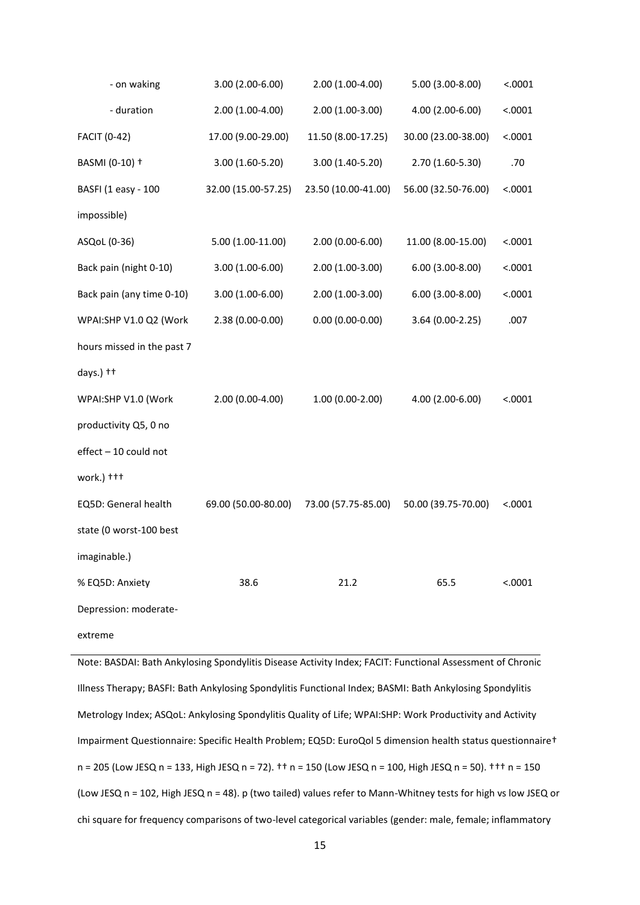| | | | | |
|---|---|---|---|---|
| - on waking | 3.00 (2.00-6.00) | 2.00 (1.00-4.00) | 5.00 (3.00-8.00) | <.0001 |
| - duration | 2.00 (1.00-4.00) | 2.00 (1.00-3.00) | 4.00 (2.00-6.00) | <.0001 |
| FACIT (0-42) | 17.00 (9.00-29.00) | 11.50 (8.00-17.25) | 30.00 (23.00-38.00) | <.0001 |
| BASMI (0-10) † | 3.00 (1.60-5.20) | 3.00 (1.40-5.20) | 2.70 (1.60-5.30) | .70 |
| BASFI (1 easy - 100 impossible) | 32.00 (15.00-57.25) | 23.50 (10.00-41.00) | 56.00 (32.50-76.00) | <.0001 |
| ASQoL (0-36) | 5.00 (1.00-11.00) | 2.00 (0.00-6.00) | 11.00 (8.00-15.00) | <.0001 |
| Back pain (night 0-10) | 3.00 (1.00-6.00) | 2.00 (1.00-3.00) | 6.00 (3.00-8.00) | <.0001 |
| Back pain (any time 0-10) | 3.00 (1.00-6.00) | 2.00 (1.00-3.00) | 6.00 (3.00-8.00) | <.0001 |
| WPAI:SHP V1.0 Q2 (Work hours missed in the past 7 days.) †† | 2.38 (0.00-0.00) | 0.00 (0.00-0.00) | 3.64 (0.00-2.25) | .007 |
| WPAI:SHP V1.0 (Work productivity Q5, 0 no effect – 10 could not work.) ††† | 2.00 (0.00-4.00) | 1.00 (0.00-2.00) | 4.00 (2.00-6.00) | <.0001 |
| EQ5D: General health state (0 worst-100 best imaginable.) | 69.00 (50.00-80.00) | 73.00 (57.75-85.00) | 50.00 (39.75-70.00) | <.0001 |
| % EQ5D: Anxiety Depression: moderate-extreme | 38.6 | 21.2 | 65.5 | <.0001 |

Note: BASDAI: Bath Ankylosing Spondylitis Disease Activity Index; FACIT: Functional Assessment of Chronic Illness Therapy; BASFI: Bath Ankylosing Spondylitis Functional Index; BASMI: Bath Ankylosing Spondylitis Metrology Index; ASQoL: Ankylosing Spondylitis Quality of Life; WPAI:SHP: Work Productivity and Activity Impairment Questionnaire: Specific Health Problem; EQ5D: EuroQol 5 dimension health status questionnaire† n = 205 (Low JESQ n = 133, High JESQ n = 72). †† n = 150 (Low JESQ n = 100, High JESQ n = 50). ††† n = 150 (Low JESQ n = 102, High JESQ n = 48). p (two tailed) values refer to Mann-Whitney tests for high vs low JSEQ or chi square for frequency comparisons of two-level categorical variables (gender: male, female; inflammatory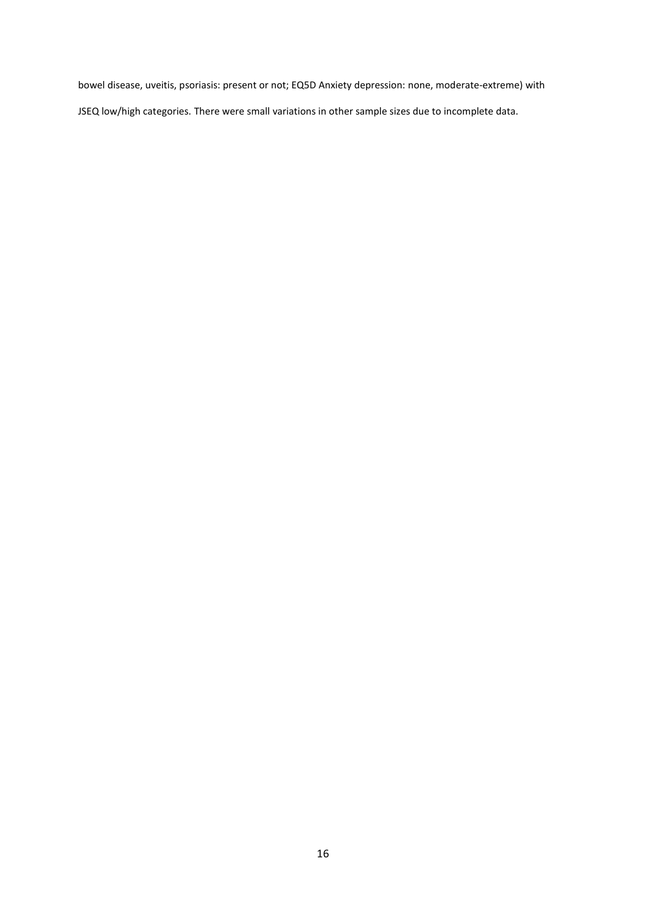bowel disease, uveitis, psoriasis: present or not; EQ5D Anxiety depression: none, moderate-extreme) with JSEQ low/high categories. There were small variations in other sample sizes due to incomplete data.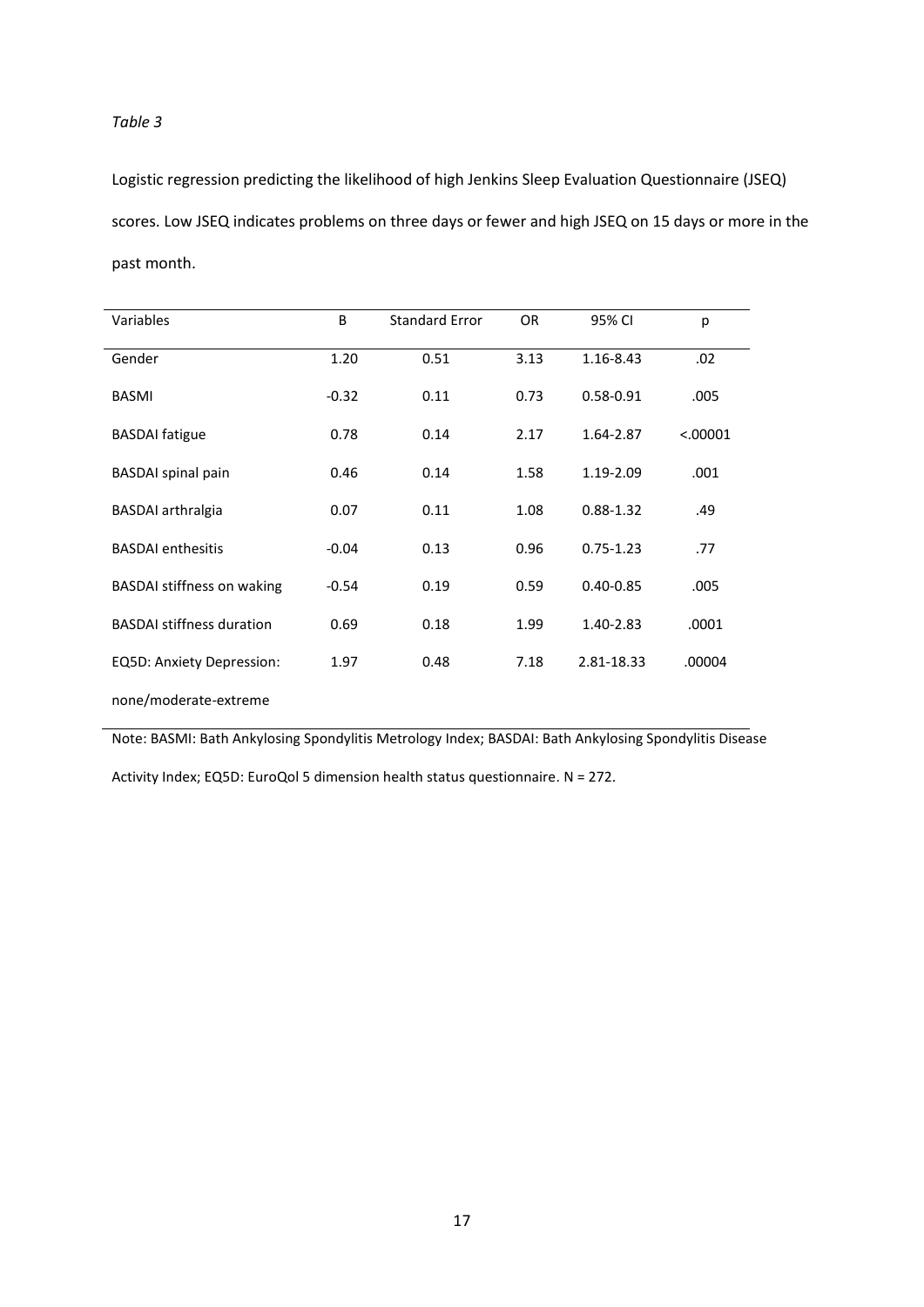*Table 3*

Logistic regression predicting the likelihood of high Jenkins Sleep Evaluation Questionnaire (JSEQ) scores. Low JSEQ indicates problems on three days or fewer and high JSEQ on 15 days or more in the past month.

| Variables | B | Standard Error | OR | 95% CI | p |
|---|---|---|---|---|---|
| Gender | 1.20 | 0.51 | 3.13 | 1.16-8.43 | .02 |
| BASMI | -0.32 | 0.11 | 0.73 | 0.58-0.91 | .005 |
| BASDAI fatigue | 0.78 | 0.14 | 2.17 | 1.64-2.87 | <.00001 |
| BASDAI spinal pain | 0.46 | 0.14 | 1.58 | 1.19-2.09 | .001 |
| BASDAI arthralgia | 0.07 | 0.11 | 1.08 | 0.88-1.32 | .49 |
| BASDAI enthesitis | -0.04 | 0.13 | 0.96 | 0.75-1.23 | .77 |
| BASDAI stiffness on waking | -0.54 | 0.19 | 0.59 | 0.40-0.85 | .005 |
| BASDAI stiffness duration | 0.69 | 0.18 | 1.99 | 1.40-2.83 | .0001 |
| EQ5D: Anxiety Depression: none/moderate-extreme | 1.97 | 0.48 | 7.18 | 2.81-18.33 | .00004 |

Note: BASMI: Bath Ankylosing Spondylitis Metrology Index; BASDAI: Bath Ankylosing Spondylitis Disease Activity Index; EQ5D: EuroQol 5 dimension health status questionnaire. N = 272.